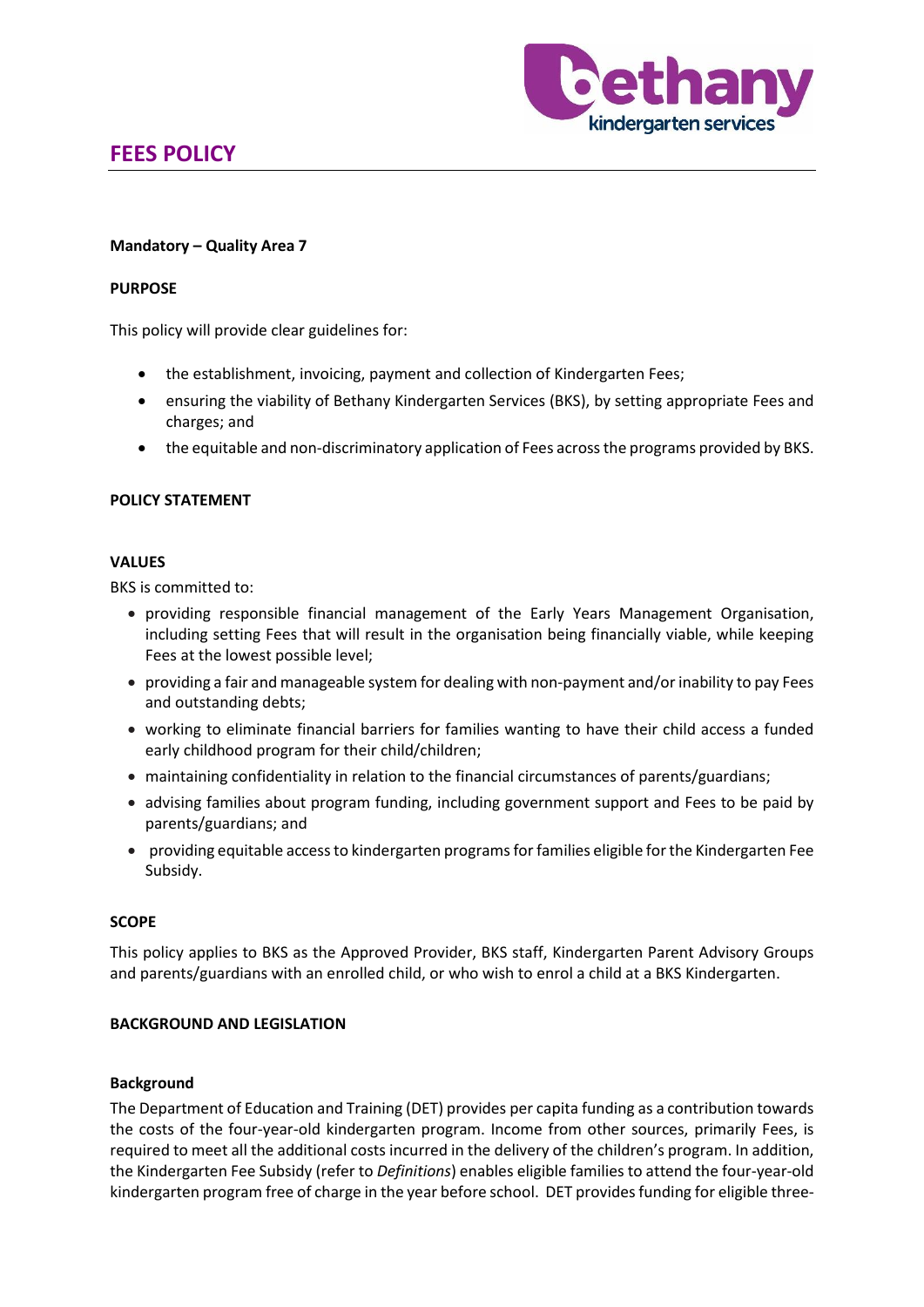# FEES POLICY

**Mandatory – Quality Area 7**

## PURPOSE

This policy will provide clear guidelines for:

- the establishment, invoicing, payment and collection of Kindergarten Fees;
- ensuring the viability of Bethany Kindergarten Services (BKS), by setting appropriate Fees and charges; and
- the equitable and non-discriminatory application of Fees across the programs provided by BKS.

## POLICY STATEMENT

### VALUES

BKS is committed to:

- providing responsible financial management of the Early Years Management Organisation, including setting Fees that will result in the organisation being financially viable, while keeping Fees at the lowest possible level;
- providing a fair and manageable system for dealing with non-payment and/or inability to pay Fees and outstanding debts;
- working to eliminate financial barriers for families wanting to have their child access a funded early childhood program for their child/children;
- maintaining confidentiality in relation to the financial circumstances of parents/guardians;
- advising families about program funding, including government support and Fees to be paid by parents/guardians; and
- providing equitable access to kindergarten programs for families eligible for the Kindergarten Fee Subsidy.

## SCOPE

This policy applies to BKS as the Approved Provider, BKS staff, Kindergarten Parent Advisory Groups and parents/guardians with an enrolled child, or who wish to enrol a child at a BKS Kindergarten.

## BACKGROUND AND LEGISLATION

### Background

The Department of Education and Training (DET) provides per capita funding as a contribution towards the costs of the four-year-old kindergarten program. Income from other sources, primarily Fees, is required to meet all the additional costs incurred in the delivery of the children's program. In addition, the Kindergarten Fee Subsidy (refer to *Definitions*) enables eligible families to attend the four-year-old kindergarten program free of charge in the year before school. DET provides funding for eligible three-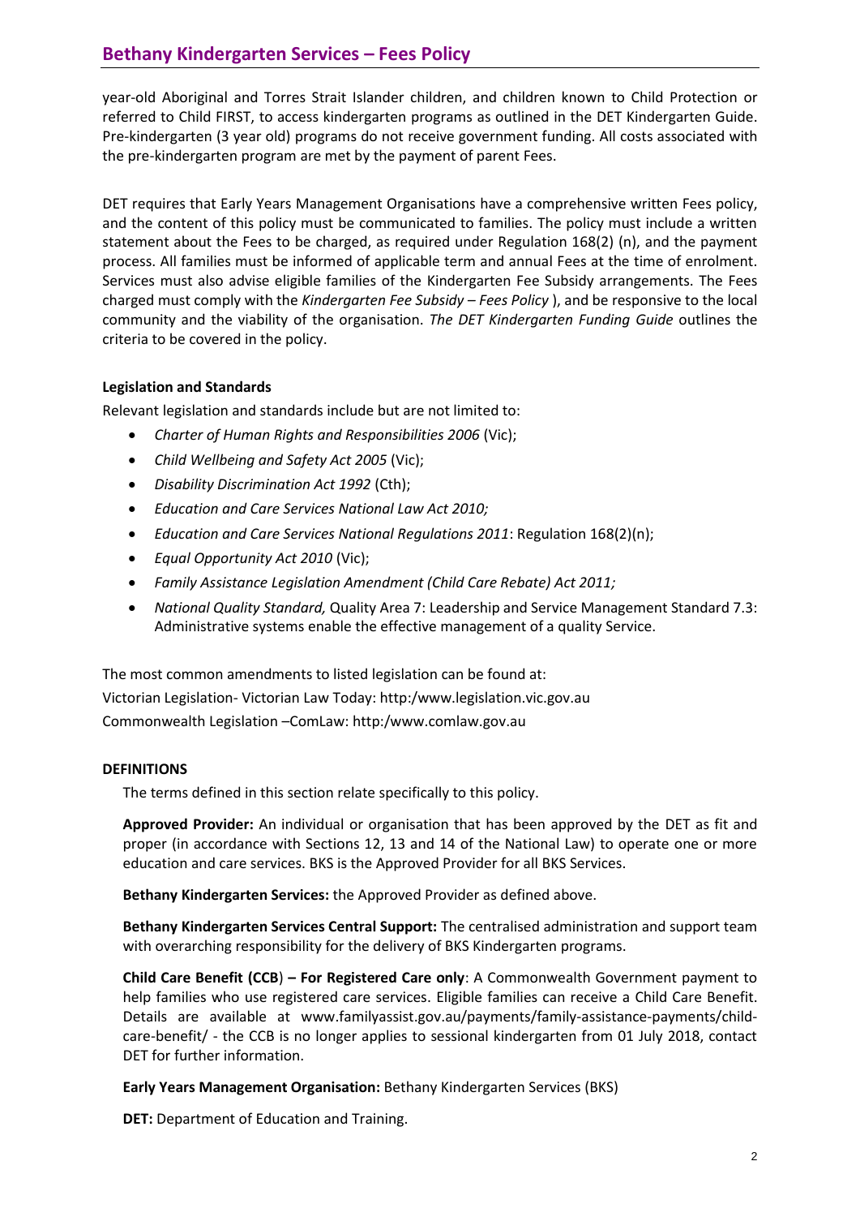year-old Aboriginal and Torres Strait Islander children, and children known to Child Protection or referred to Child FIRST, to access kindergarten programs as outlined in the DET Kindergarten Guide. Pre-kindergarten (3 year old) programs do not receive government funding. All costs associated with the pre-kindergarten program are met by the payment of parent Fees.

DET requires that Early Years Management Organisations have a comprehensive written Fees policy, and the content of this policy must be communicated to families. The policy must include a written statement about the Fees to be charged, as required under Regulation 168(2) (n), and the payment process. All families must be informed of applicable term and annual Fees at the time of enrolment. Services must also advise eligible families of the Kindergarten Fee Subsidy arrangements. The Fees charged must comply with the *Kindergarten Fee Subsidy – Fees Policy* ), and be responsive to the local community and the viability of the organisation. *The DET Kindergarten Funding Guide* outlines the criteria to be covered in the policy.

**Legislation and Standards**

Relevant legislation and standards include but are not limited to:

- *Charter of Human Rights and Responsibilities 2006* (Vic);
- *Child Wellbeing and Safety Act 2005* (Vic);
- *Disability Discrimination Act 1992* (Cth);
- *Education and Care Services National Law Act 2010;*
- *Education and Care Services National Regulations 2011*: Regulation 168(2)(n);
- *Equal Opportunity Act 2010* (Vic);
- *Family Assistance Legislation Amendment (Child Care Rebate) Act 2011;*
- *National Quality Standard,* Quality Area 7: Leadership and Service Management Standard 7.3: Administrative systems enable the effective management of a quality Service.

The most common amendments to listed legislation can be found at:

Victorian Legislation- Victorian Law Today: http:/www.legislation.vic.gov.au

Commonwealth Legislation –ComLaw: http:/www.comlaw.gov.au

## DEFINITIONS

The terms defined in this section relate specifically to this policy.

**Approved Provider:** An individual or organisation that has been approved by the DET as fit and proper (in accordance with Sections 12, 13 and 14 of the National Law) to operate one or more education and care services. BKS is the Approved Provider for all BKS Services.

**Bethany Kindergarten Services:** the Approved Provider as defined above.

**Bethany Kindergarten Services Central Support:** The centralised administration and support team with overarching responsibility for the delivery of BKS Kindergarten programs.

**Child Care Benefit (CCB) – For Registered Care only**: A Commonwealth Government payment to help families who use registered care services. Eligible families can receive a Child Care Benefit. Details are available at www.familyassist.gov.au/payments/family-assistance-payments/child-care-benefit/ - the CCB is no longer applies to sessional kindergarten from 01 July 2018, contact DET for further information.

**Early Years Management Organisation:** Bethany Kindergarten Services (BKS)

**DET:** Department of Education and Training.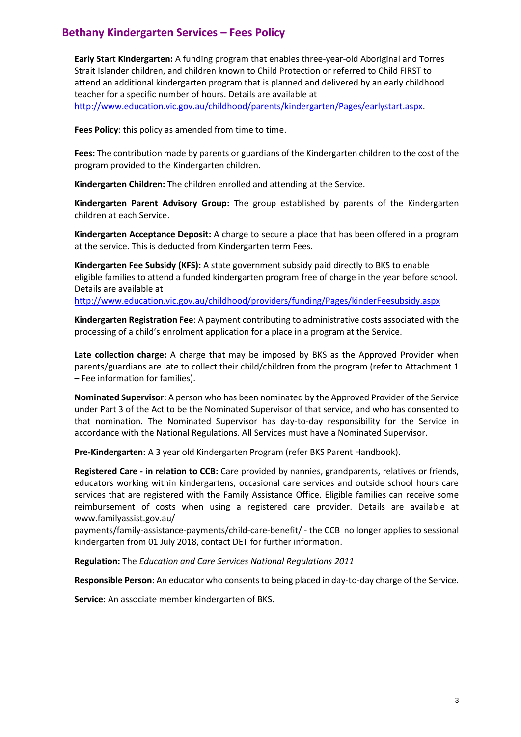**Early Start Kindergarten:** A funding program that enables three-year-old Aboriginal and Torres Strait Islander children, and children known to Child Protection or referred to Child FIRST to attend an additional kindergarten program that is planned and delivered by an early childhood teacher for a specific number of hours. Details are available at http://www.education.vic.gov.au/childhood/parents/kindergarten/Pages/earlystart.aspx.

**Fees Policy**: this policy as amended from time to time.

**Fees:** The contribution made by parents or guardians of the Kindergarten children to the cost of the program provided to the Kindergarten children.

**Kindergarten Children:** The children enrolled and attending at the Service.

**Kindergarten Parent Advisory Group:** The group established by parents of the Kindergarten children at each Service.

**Kindergarten Acceptance Deposit:** A charge to secure a place that has been offered in a program at the service. This is deducted from Kindergarten term Fees.

**Kindergarten Fee Subsidy (KFS):** A state government subsidy paid directly to BKS to enable eligible families to attend a funded kindergarten program free of charge in the year before school. Details are available at http://www.education.vic.gov.au/childhood/providers/funding/Pages/kinderFeesubsidy.aspx

**Kindergarten Registration Fee**: A payment contributing to administrative costs associated with the processing of a child's enrolment application for a place in a program at the Service.

**Late collection charge:** A charge that may be imposed by BKS as the Approved Provider when parents/guardians are late to collect their child/children from the program (refer to Attachment 1 – Fee information for families).

**Nominated Supervisor:** A person who has been nominated by the Approved Provider of the Service under Part 3 of the Act to be the Nominated Supervisor of that service, and who has consented to that nomination. The Nominated Supervisor has day-to-day responsibility for the Service in accordance with the National Regulations. All Services must have a Nominated Supervisor.

**Pre-Kindergarten:** A 3 year old Kindergarten Program (refer BKS Parent Handbook).

**Registered Care - in relation to CCB:** Care provided by nannies, grandparents, relatives or friends, educators working within kindergartens, occasional care services and outside school hours care services that are registered with the Family Assistance Office. Eligible families can receive some reimbursement of costs when using a registered care provider. Details are available at www.familyassist.gov.au/ payments/family-assistance-payments/child-care-benefit/ - the CCB no longer applies to sessional kindergarten from 01 July 2018, contact DET for further information.

**Regulation:** The *Education and Care Services National Regulations 2011*

**Responsible Person:** An educator who consents to being placed in day-to-day charge of the Service.

**Service:** An associate member kindergarten of BKS.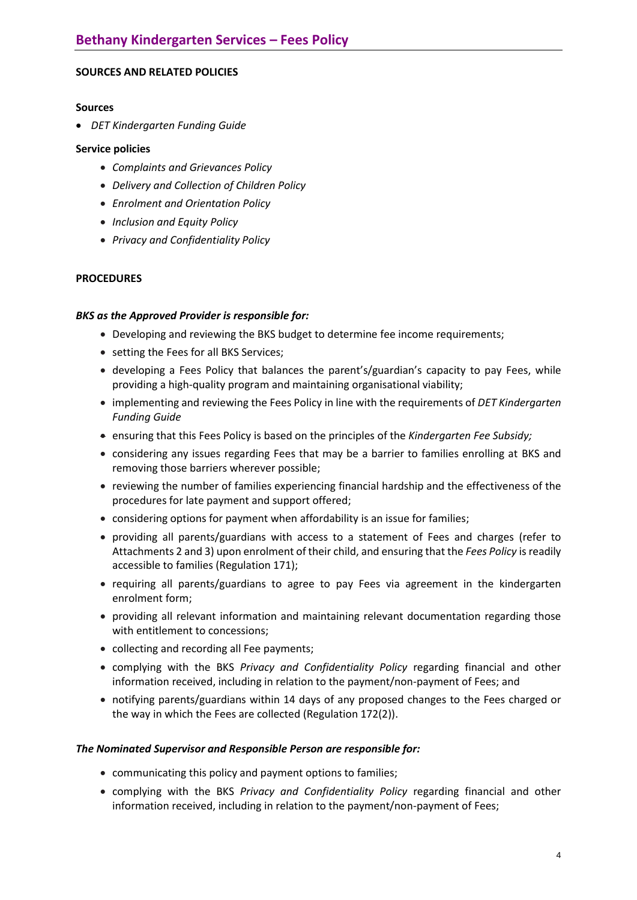**SOURCES AND RELATED POLICIES**

**Sources**

- *DET Kindergarten Funding Guide*

**Service policies**

- *Complaints and Grievances Policy*
- *Delivery and Collection of Children Policy*
- *Enrolment and Orientation Policy*
- *Inclusion and Equity Policy*
- *Privacy and Confidentiality Policy*

**PROCEDURES**

***BKS as the Approved Provider is responsible for:***

- Developing and reviewing the BKS budget to determine fee income requirements;
- setting the Fees for all BKS Services;
- developing a Fees Policy that balances the parent's/guardian's capacity to pay Fees, while providing a high-quality program and maintaining organisational viability;
- implementing and reviewing the Fees Policy in line with the requirements of *DET Kindergarten Funding Guide*
- ensuring that this Fees Policy is based on the principles of the *Kindergarten Fee Subsidy;*
- considering any issues regarding Fees that may be a barrier to families enrolling at BKS and removing those barriers wherever possible;
- reviewing the number of families experiencing financial hardship and the effectiveness of the procedures for late payment and support offered;
- considering options for payment when affordability is an issue for families;
- providing all parents/guardians with access to a statement of Fees and charges (refer to Attachments 2 and 3) upon enrolment of their child, and ensuring that the *Fees Policy* is readily accessible to families (Regulation 171);
- requiring all parents/guardians to agree to pay Fees via agreement in the kindergarten enrolment form;
- providing all relevant information and maintaining relevant documentation regarding those with entitlement to concessions;
- collecting and recording all Fee payments;
- complying with the BKS *Privacy and Confidentiality Policy* regarding financial and other information received, including in relation to the payment/non-payment of Fees; and
- notifying parents/guardians within 14 days of any proposed changes to the Fees charged or the way in which the Fees are collected (Regulation 172(2)).

***The Nominated Supervisor and Responsible Person are responsible for:***

- communicating this policy and payment options to families;
- complying with the BKS *Privacy and Confidentiality Policy* regarding financial and other information received, including in relation to the payment/non-payment of Fees;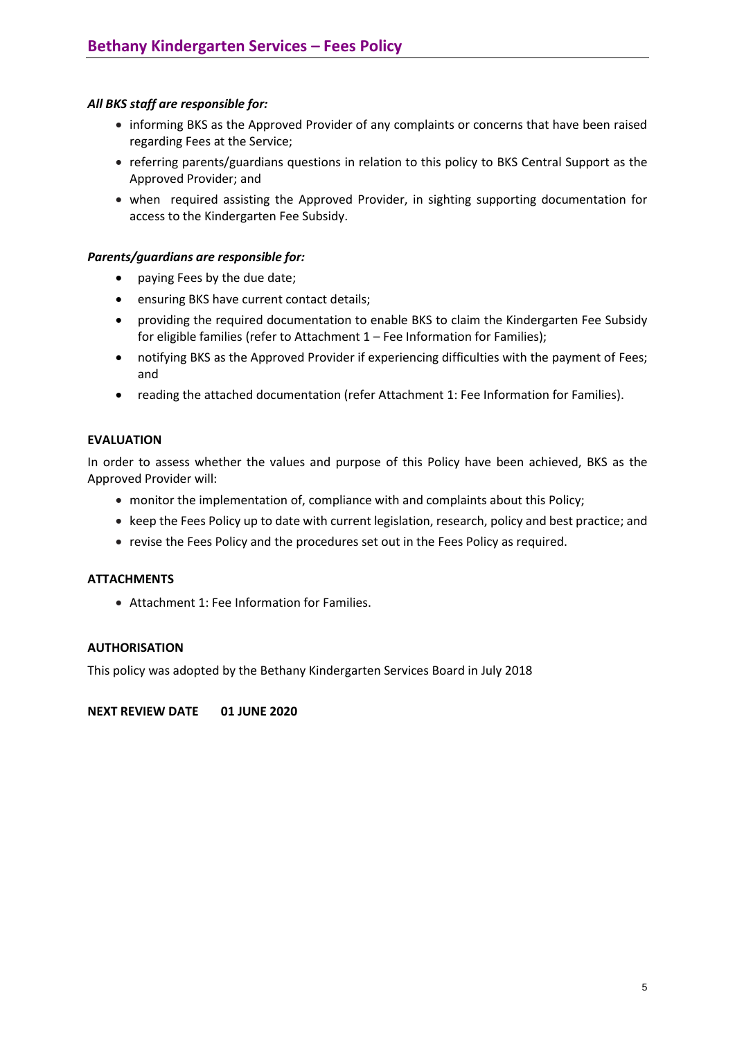***All BKS staff are responsible for:***

- informing BKS as the Approved Provider of any complaints or concerns that have been raised regarding Fees at the Service;
- referring parents/guardians questions in relation to this policy to BKS Central Support as the Approved Provider; and
- when required assisting the Approved Provider, in sighting supporting documentation for access to the Kindergarten Fee Subsidy.

***Parents/guardians are responsible for:***

- paying Fees by the due date;
- ensuring BKS have current contact details;
- providing the required documentation to enable BKS to claim the Kindergarten Fee Subsidy for eligible families (refer to Attachment 1 – Fee Information for Families);
- notifying BKS as the Approved Provider if experiencing difficulties with the payment of Fees; and
- reading the attached documentation (refer Attachment 1: Fee Information for Families).

**EVALUATION**

In order to assess whether the values and purpose of this Policy have been achieved, BKS as the Approved Provider will:

- monitor the implementation of, compliance with and complaints about this Policy;
- keep the Fees Policy up to date with current legislation, research, policy and best practice; and
- revise the Fees Policy and the procedures set out in the Fees Policy as required.

**ATTACHMENTS**

- Attachment 1: Fee Information for Families.

**AUTHORISATION**

This policy was adopted by the Bethany Kindergarten Services Board in July 2018

**NEXT REVIEW DATE 01 JUNE 2020**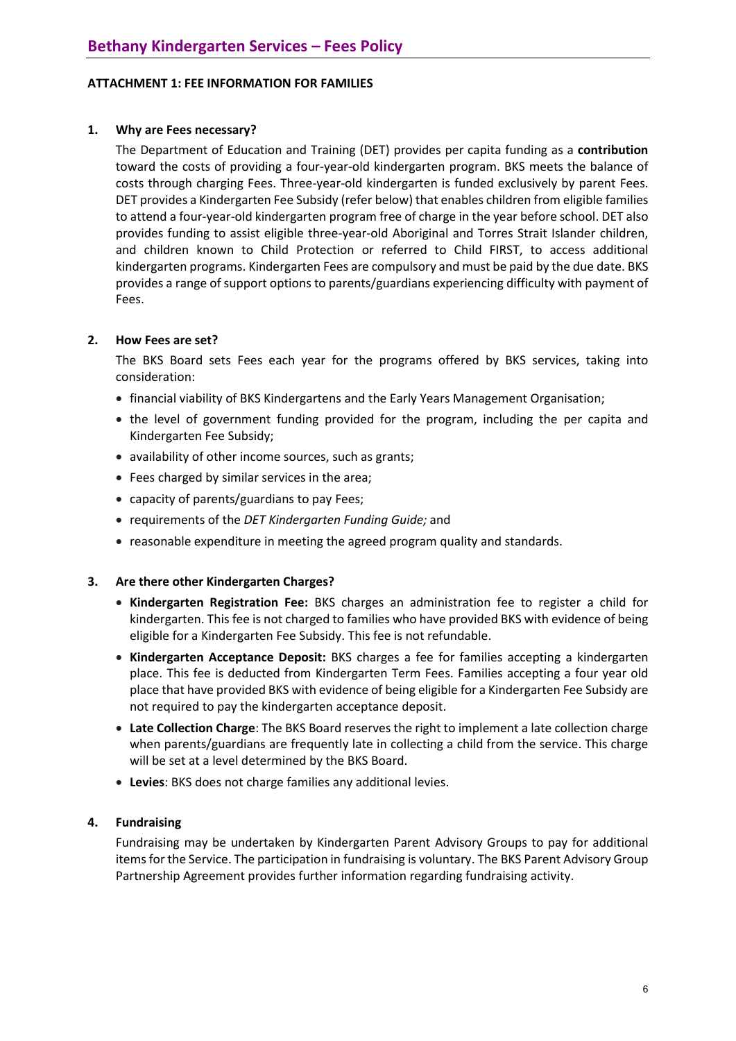**ATTACHMENT 1: FEE INFORMATION FOR FAMILIES**

**1. Why are Fees necessary?**

The Department of Education and Training (DET) provides per capita funding as a **contribution** toward the costs of providing a four-year-old kindergarten program. BKS meets the balance of costs through charging Fees. Three-year-old kindergarten is funded exclusively by parent Fees. DET provides a Kindergarten Fee Subsidy (refer below) that enables children from eligible families to attend a four-year-old kindergarten program free of charge in the year before school. DET also provides funding to assist eligible three-year-old Aboriginal and Torres Strait Islander children, and children known to Child Protection or referred to Child FIRST, to access additional kindergarten programs. Kindergarten Fees are compulsory and must be paid by the due date. BKS provides a range of support options to parents/guardians experiencing difficulty with payment of Fees.

**2. How Fees are set?**

The BKS Board sets Fees each year for the programs offered by BKS services, taking into consideration:

- financial viability of BKS Kindergartens and the Early Years Management Organisation;
- the level of government funding provided for the program, including the per capita and Kindergarten Fee Subsidy;
- availability of other income sources, such as grants;
- Fees charged by similar services in the area;
- capacity of parents/guardians to pay Fees;
- requirements of the *DET Kindergarten Funding Guide;* and
- reasonable expenditure in meeting the agreed program quality and standards.

**3. Are there other Kindergarten Charges?**

- **Kindergarten Registration Fee:** BKS charges an administration fee to register a child for kindergarten. This fee is not charged to families who have provided BKS with evidence of being eligible for a Kindergarten Fee Subsidy. This fee is not refundable.
- **Kindergarten Acceptance Deposit:** BKS charges a fee for families accepting a kindergarten place. This fee is deducted from Kindergarten Term Fees. Families accepting a four year old place that have provided BKS with evidence of being eligible for a Kindergarten Fee Subsidy are not required to pay the kindergarten acceptance deposit.
- **Late Collection Charge**: The BKS Board reserves the right to implement a late collection charge when parents/guardians are frequently late in collecting a child from the service. This charge will be set at a level determined by the BKS Board.
- **Levies**: BKS does not charge families any additional levies.

**4. Fundraising**

Fundraising may be undertaken by Kindergarten Parent Advisory Groups to pay for additional items for the Service. The participation in fundraising is voluntary. The BKS Parent Advisory Group Partnership Agreement provides further information regarding fundraising activity.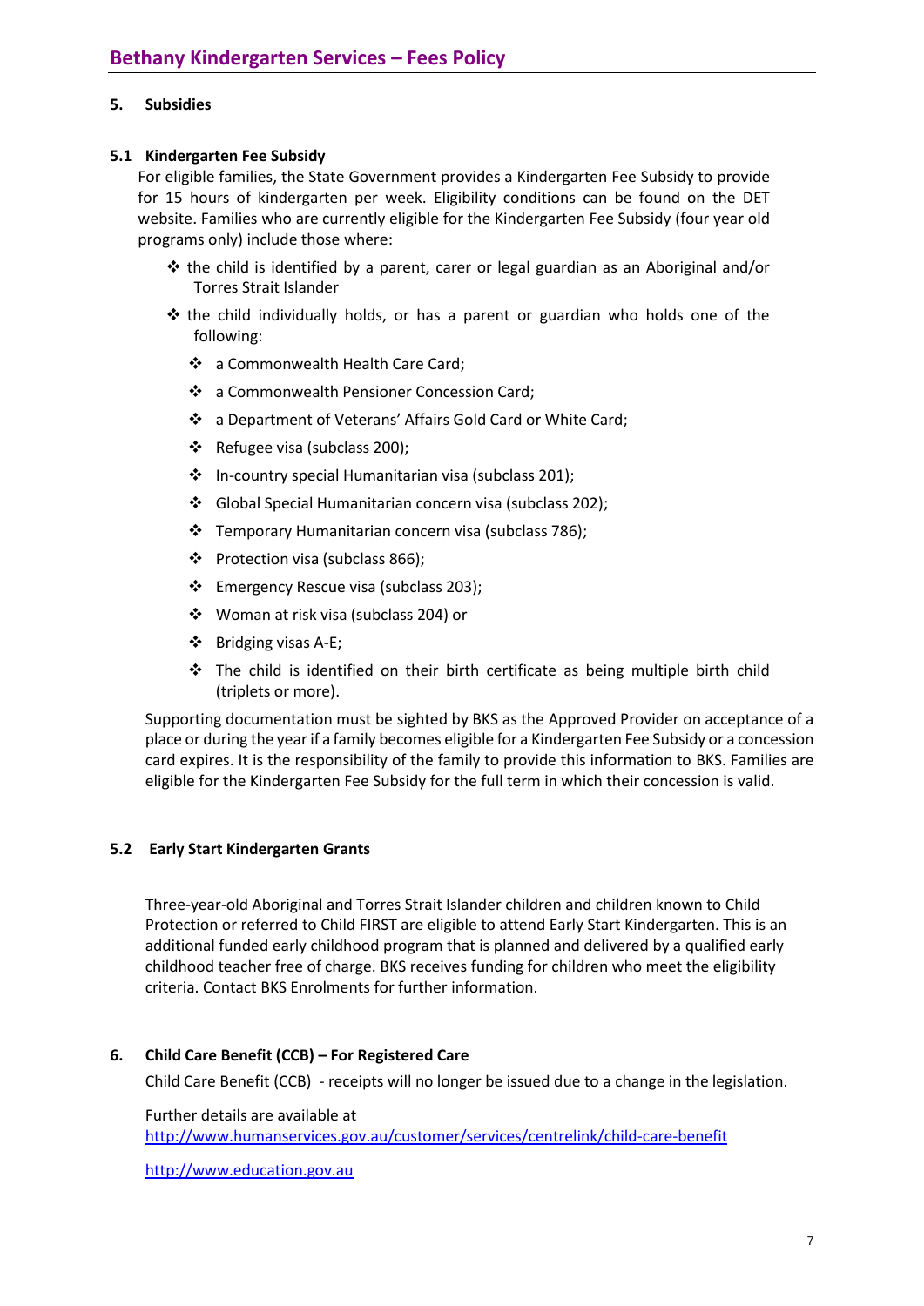## 5. Subsidies

### 5.1 Kindergarten Fee Subsidy

For eligible families, the State Government provides a Kindergarten Fee Subsidy to provide for 15 hours of kindergarten per week. Eligibility conditions can be found on the DET website. Families who are currently eligible for the Kindergarten Fee Subsidy (four year old programs only) include those where:

- the child is identified by a parent, carer or legal guardian as an Aboriginal and/or Torres Strait Islander
- the child individually holds, or has a parent or guardian who holds one of the following:
  - a Commonwealth Health Care Card;
  - a Commonwealth Pensioner Concession Card;
  - a Department of Veterans' Affairs Gold Card or White Card;
  - Refugee visa (subclass 200);
  - In-country special Humanitarian visa (subclass 201);
  - Global Special Humanitarian concern visa (subclass 202);
  - Temporary Humanitarian concern visa (subclass 786);
  - Protection visa (subclass 866);
  - Emergency Rescue visa (subclass 203);
  - Woman at risk visa (subclass 204) or
  - Bridging visas A-E;
  - The child is identified on their birth certificate as being multiple birth child (triplets or more).

Supporting documentation must be sighted by BKS as the Approved Provider on acceptance of a place or during the year if a family becomes eligible for a Kindergarten Fee Subsidy or a concession card expires. It is the responsibility of the family to provide this information to BKS. Families are eligible for the Kindergarten Fee Subsidy for the full term in which their concession is valid.

### 5.2 Early Start Kindergarten Grants

Three-year-old Aboriginal and Torres Strait Islander children and children known to Child Protection or referred to Child FIRST are eligible to attend Early Start Kindergarten. This is an additional funded early childhood program that is planned and delivered by a qualified early childhood teacher free of charge. BKS receives funding for children who meet the eligibility criteria. Contact BKS Enrolments for further information.

## 6. Child Care Benefit (CCB) – For Registered Care

Child Care Benefit (CCB) - receipts will no longer be issued due to a change in the legislation.

Further details are available at
http://www.humanservices.gov.au/customer/services/centrelink/child-care-benefit

http://www.education.gov.au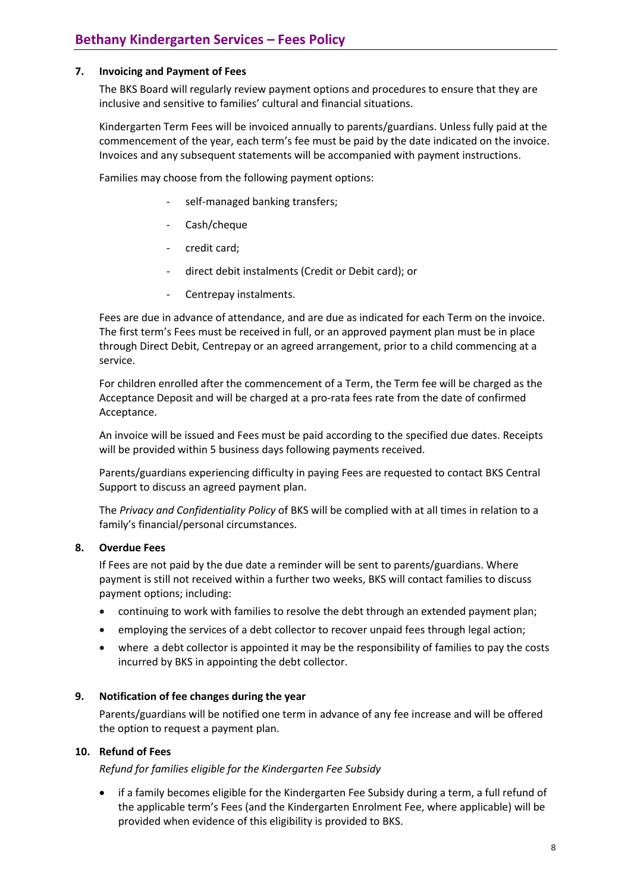## 7. Invoicing and Payment of Fees

The BKS Board will regularly review payment options and procedures to ensure that they are inclusive and sensitive to families' cultural and financial situations.

Kindergarten Term Fees will be invoiced annually to parents/guardians. Unless fully paid at the commencement of the year, each term's fee must be paid by the date indicated on the invoice. Invoices and any subsequent statements will be accompanied with payment instructions.

Families may choose from the following payment options:

- self-managed banking transfers;
- Cash/cheque
- credit card;
- direct debit instalments (Credit or Debit card); or
- Centrepay instalments.

Fees are due in advance of attendance, and are due as indicated for each Term on the invoice. The first term's Fees must be received in full, or an approved payment plan must be in place through Direct Debit, Centrepay or an agreed arrangement, prior to a child commencing at a service.

For children enrolled after the commencement of a Term, the Term fee will be charged as the Acceptance Deposit and will be charged at a pro-rata fees rate from the date of confirmed Acceptance.

An invoice will be issued and Fees must be paid according to the specified due dates. Receipts will be provided within 5 business days following payments received.

Parents/guardians experiencing difficulty in paying Fees are requested to contact BKS Central Support to discuss an agreed payment plan.

The *Privacy and Confidentiality Policy* of BKS will be complied with at all times in relation to a family's financial/personal circumstances.

## 8. Overdue Fees

If Fees are not paid by the due date a reminder will be sent to parents/guardians. Where payment is still not received within a further two weeks, BKS will contact families to discuss payment options; including:

- continuing to work with families to resolve the debt through an extended payment plan;
- employing the services of a debt collector to recover unpaid fees through legal action;
- where a debt collector is appointed it may be the responsibility of families to pay the costs incurred by BKS in appointing the debt collector.

## 9. Notification of fee changes during the year

Parents/guardians will be notified one term in advance of any fee increase and will be offered the option to request a payment plan.

## 10. Refund of Fees

*Refund for families eligible for the Kindergarten Fee Subsidy*

- if a family becomes eligible for the Kindergarten Fee Subsidy during a term, a full refund of the applicable term's Fees (and the Kindergarten Enrolment Fee, where applicable) will be provided when evidence of this eligibility is provided to BKS.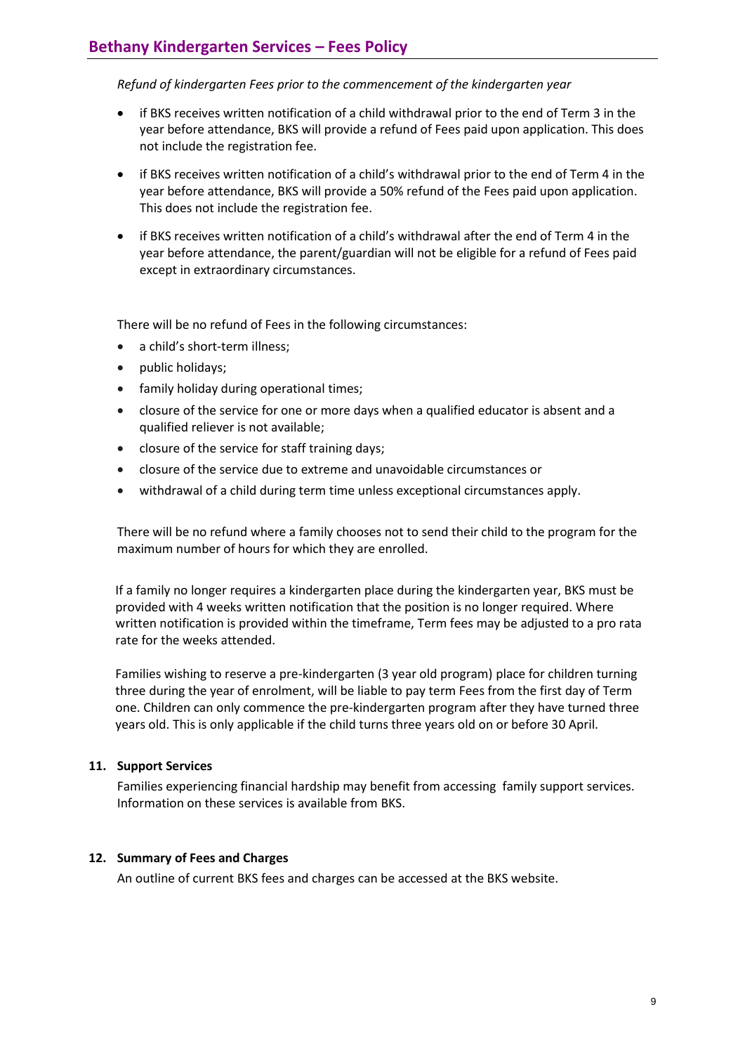*Refund of kindergarten Fees prior to the commencement of the kindergarten year*

- if BKS receives written notification of a child withdrawal prior to the end of Term 3 in the year before attendance, BKS will provide a refund of Fees paid upon application. This does not include the registration fee.
- if BKS receives written notification of a child's withdrawal prior to the end of Term 4 in the year before attendance, BKS will provide a 50% refund of the Fees paid upon application. This does not include the registration fee.
- if BKS receives written notification of a child's withdrawal after the end of Term 4 in the year before attendance, the parent/guardian will not be eligible for a refund of Fees paid except in extraordinary circumstances.

There will be no refund of Fees in the following circumstances:

- a child's short-term illness;
- public holidays;
- family holiday during operational times;
- closure of the service for one or more days when a qualified educator is absent and a qualified reliever is not available;
- closure of the service for staff training days;
- closure of the service due to extreme and unavoidable circumstances or
- withdrawal of a child during term time unless exceptional circumstances apply.

There will be no refund where a family chooses not to send their child to the program for the maximum number of hours for which they are enrolled.

If a family no longer requires a kindergarten place during the kindergarten year, BKS must be provided with 4 weeks written notification that the position is no longer required. Where written notification is provided within the timeframe, Term fees may be adjusted to a pro rata rate for the weeks attended.

Families wishing to reserve a pre-kindergarten (3 year old program) place for children turning three during the year of enrolment, will be liable to pay term Fees from the first day of Term one. Children can only commence the pre-kindergarten program after they have turned three years old. This is only applicable if the child turns three years old on or before 30 April.

## 11. Support Services

Families experiencing financial hardship may benefit from accessing family support services. Information on these services is available from BKS.

## 12. Summary of Fees and Charges

An outline of current BKS fees and charges can be accessed at the BKS website.